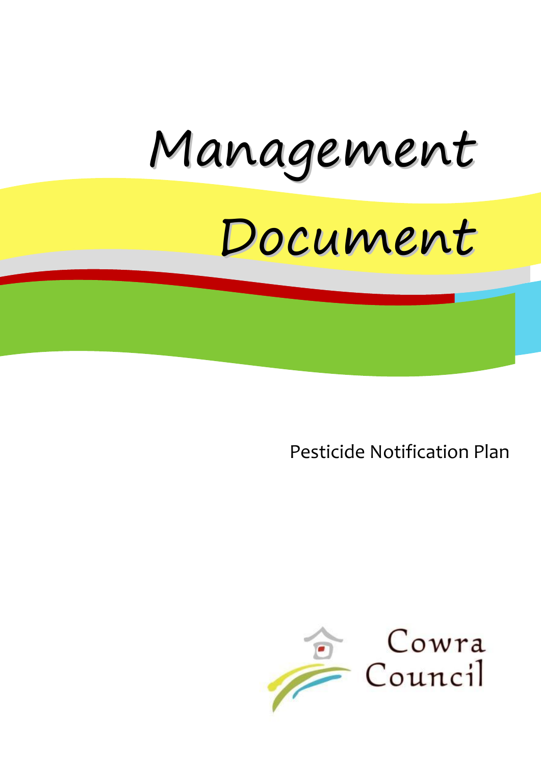# Management Document

## Pesticide Notification Plan

Cowra Council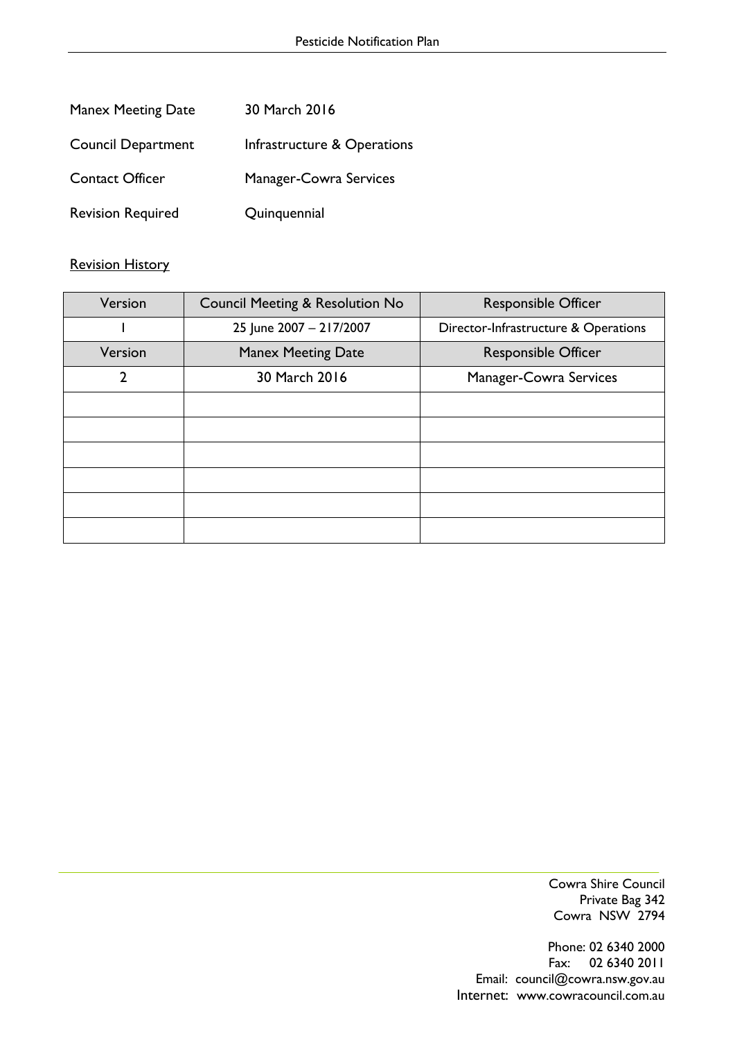| | |
|---|---|
| Manex Meeting Date | 30 March 2016 |
| Council Department | Infrastructure & Operations |
| Contact Officer | Manager-Cowra Services |
| Revision Required | Quinquennial |

<u>Revision History</u>

| Version | Council Meeting & Resolution No | Responsible Officer |
|---|---|---|
| 1 | 25 June 2007 – 217/2007 | Director-Infrastructure & Operations |
| Version | Manex Meeting Date | Responsible Officer |
| 2 | 30 March 2016 | Manager-Cowra Services |
| | | |
| | | |
| | | |
| | | |
| | | |
| | | |

Cowra Shire Council
Private Bag 342
Cowra NSW 2794

Phone: 02 6340 2000
Fax: 02 6340 2011
Email: council@cowra.nsw.gov.au
Internet: www.cowracouncil.com.au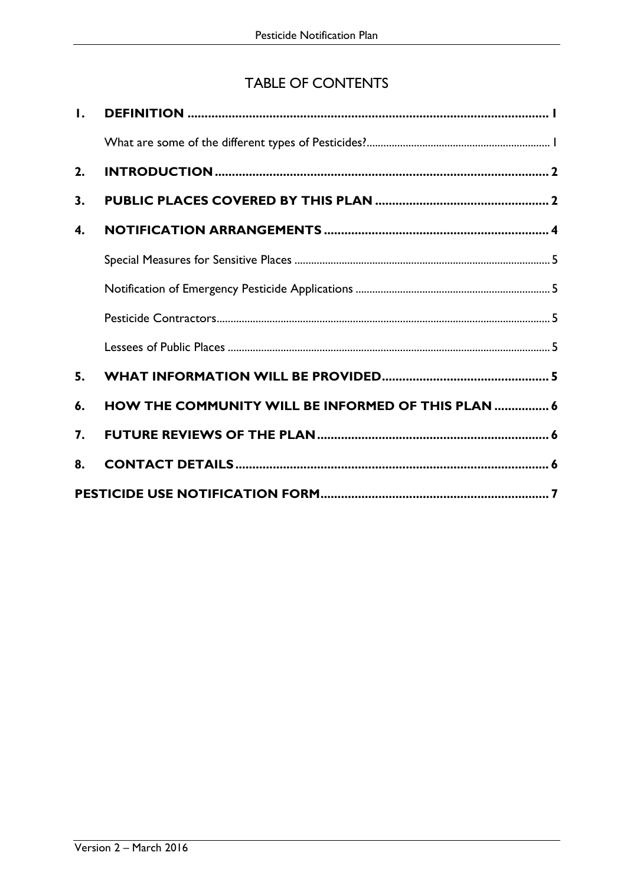# TABLE OF CONTENTS

**1. DEFINITION** ............................................................ 1

What are some of the different types of Pesticides? ............................................................ 1

**2. INTRODUCTION** ............................................................ 2

**3. PUBLIC PLACES COVERED BY THIS PLAN** ............................................................ 2

**4. NOTIFICATION ARRANGEMENTS** ............................................................ 4

Special Measures for Sensitive Places ............................................................ 5

Notification of Emergency Pesticide Applications ............................................................ 5

Pesticide Contractors ............................................................ 5

Lessees of Public Places ............................................................ 5

**5. WHAT INFORMATION WILL BE PROVIDED** ............................................................ 5

**6. HOW THE COMMUNITY WILL BE INFORMED OF THIS PLAN** ............................................................ 6

**7. FUTURE REVIEWS OF THE PLAN** ............................................................ 6

**8. CONTACT DETAILS** ............................................................ 6

**PESTICIDE USE NOTIFICATION FORM** ............................................................ 7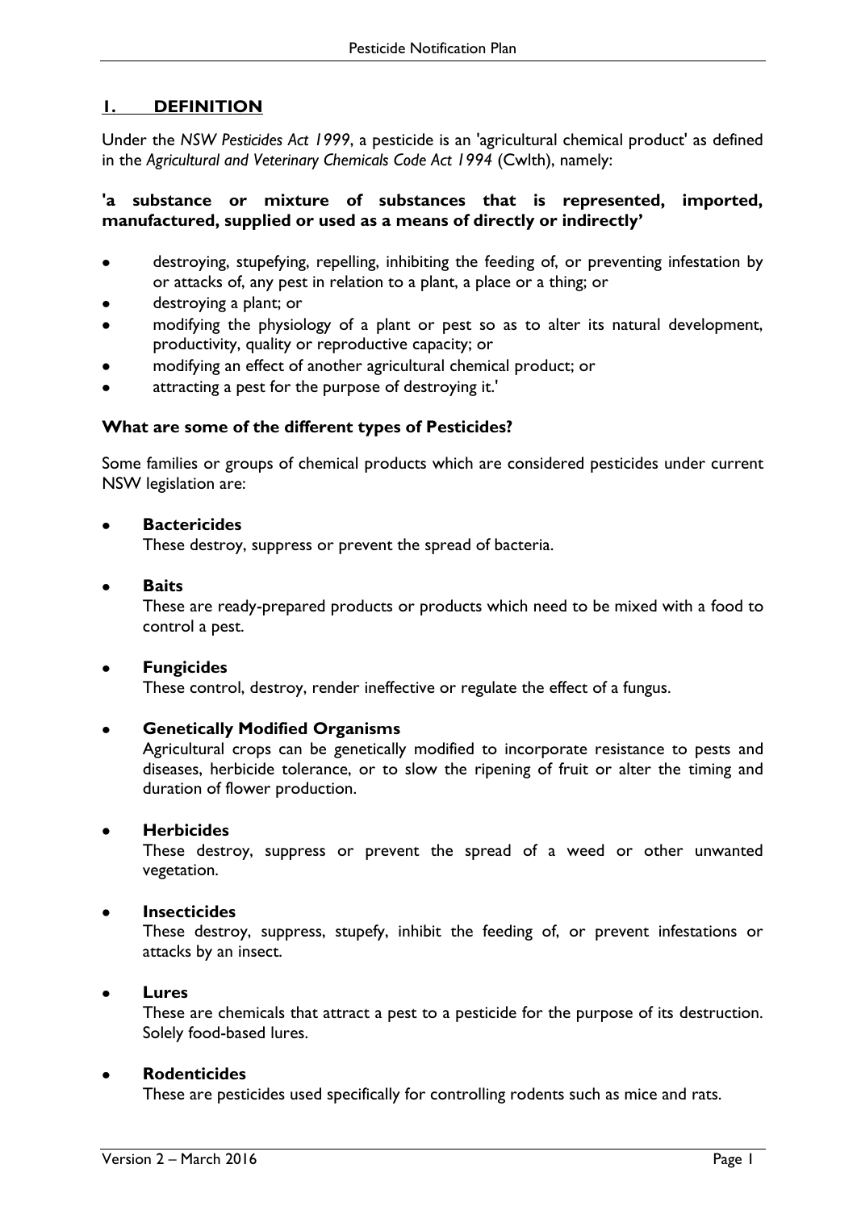## 1. DEFINITION

Under the *NSW Pesticides Act 1999*, a pesticide is an 'agricultural chemical product' as defined in the *Agricultural and Veterinary Chemicals Code Act 1994* (Cwlth), namely:

**'a substance or mixture of substances that is represented, imported, manufactured, supplied or used as a means of directly or indirectly'**

- destroying, stupefying, repelling, inhibiting the feeding of, or preventing infestation by or attacks of, any pest in relation to a plant, a place or a thing; or
- destroying a plant; or
- modifying the physiology of a plant or pest so as to alter its natural development, productivity, quality or reproductive capacity; or
- modifying an effect of another agricultural chemical product; or
- attracting a pest for the purpose of destroying it.'

**What are some of the different types of Pesticides?**

Some families or groups of chemical products which are considered pesticides under current NSW legislation are:

- **Bactericides**
  These destroy, suppress or prevent the spread of bacteria.
- **Baits**
  These are ready-prepared products or products which need to be mixed with a food to control a pest.
- **Fungicides**
  These control, destroy, render ineffective or regulate the effect of a fungus.
- **Genetically Modified Organisms**
  Agricultural crops can be genetically modified to incorporate resistance to pests and diseases, herbicide tolerance, or to slow the ripening of fruit or alter the timing and duration of flower production.
- **Herbicides**
  These destroy, suppress or prevent the spread of a weed or other unwanted vegetation.
- **Insecticides**
  These destroy, suppress, stupefy, inhibit the feeding of, or prevent infestations or attacks by an insect.
- **Lures**
  These are chemicals that attract a pest to a pesticide for the purpose of its destruction. Solely food-based lures.
- **Rodenticides**
  These are pesticides used specifically for controlling rodents such as mice and rats.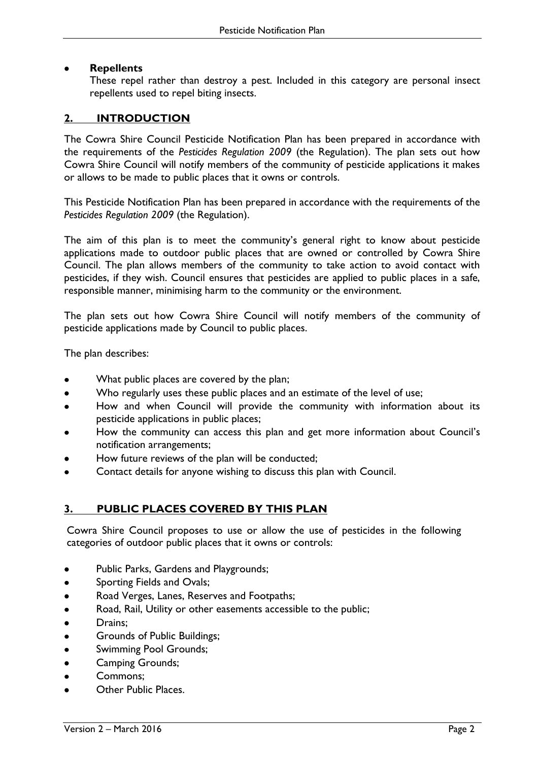- **Repellents**

  These repel rather than destroy a pest. Included in this category are personal insect repellents used to repel biting insects.

## 2. INTRODUCTION

The Cowra Shire Council Pesticide Notification Plan has been prepared in accordance with the requirements of the *Pesticides Regulation 2009* (the Regulation). The plan sets out how Cowra Shire Council will notify members of the community of pesticide applications it makes or allows to be made to public places that it owns or controls.

This Pesticide Notification Plan has been prepared in accordance with the requirements of the *Pesticides Regulation 2009* (the Regulation).

The aim of this plan is to meet the community's general right to know about pesticide applications made to outdoor public places that are owned or controlled by Cowra Shire Council. The plan allows members of the community to take action to avoid contact with pesticides, if they wish. Council ensures that pesticides are applied to public places in a safe, responsible manner, minimising harm to the community or the environment.

The plan sets out how Cowra Shire Council will notify members of the community of pesticide applications made by Council to public places.

The plan describes:

- What public places are covered by the plan;
- Who regularly uses these public places and an estimate of the level of use;
- How and when Council will provide the community with information about its pesticide applications in public places;
- How the community can access this plan and get more information about Council's notification arrangements;
- How future reviews of the plan will be conducted;
- Contact details for anyone wishing to discuss this plan with Council.

## 3. PUBLIC PLACES COVERED BY THIS PLAN

Cowra Shire Council proposes to use or allow the use of pesticides in the following categories of outdoor public places that it owns or controls:

- Public Parks, Gardens and Playgrounds;
- Sporting Fields and Ovals;
- Road Verges, Lanes, Reserves and Footpaths;
- Road, Rail, Utility or other easements accessible to the public;
- Drains;
- Grounds of Public Buildings;
- Swimming Pool Grounds;
- Camping Grounds;
- Commons;
- Other Public Places.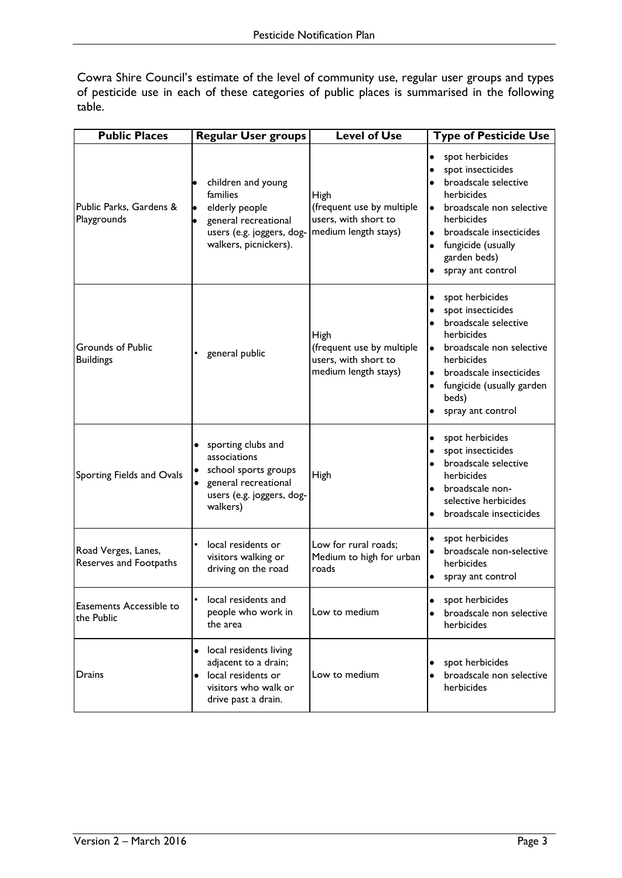Cowra Shire Council's estimate of the level of community use, regular user groups and types of pesticide use in each of these categories of public places is summarised in the following table.

| Public Places | Regular User groups | Level of Use | Type of Pesticide Use |
|---|---|---|---|
| Public Parks, Gardens & Playgrounds | • children and young families<br>• elderly people<br>• general recreational users (e.g. joggers, dog-walkers, picnickers). | High (frequent use by multiple users, with short to medium length stays) | • spot herbicides<br>• spot insecticides<br>• broadscale selective herbicides<br>• broadscale non selective herbicides<br>• broadscale insecticides<br>• fungicide (usually garden beds)<br>• spray ant control |
| Grounds of Public Buildings | • general public | High (frequent use by multiple users, with short to medium length stays) | • spot herbicides<br>• spot insecticides<br>• broadscale selective herbicides<br>• broadscale non selective herbicides<br>• broadscale insecticides<br>• fungicide (usually garden beds)<br>• spray ant control |
| Sporting Fields and Ovals | • sporting clubs and associations<br>• school sports groups<br>• general recreational users (e.g. joggers, dog-walkers) | High | • spot herbicides<br>• spot insecticides<br>• broadscale selective herbicides<br>• broadscale non-selective herbicides<br>• broadscale insecticides |
| Road Verges, Lanes, Reserves and Footpaths | • local residents or visitors walking or driving on the road | Low for rural roads; Medium to high for urban roads | • spot herbicides<br>• broadscale non-selective herbicides<br>• spray ant control |
| Easements Accessible to the Public | • local residents and people who work in the area | Low to medium | • spot herbicides<br>• broadscale non selective herbicides |
| Drains | • local residents living adjacent to a drain;<br>• local residents or visitors who walk or drive past a drain. | Low to medium | • spot herbicides<br>• broadscale non selective herbicides |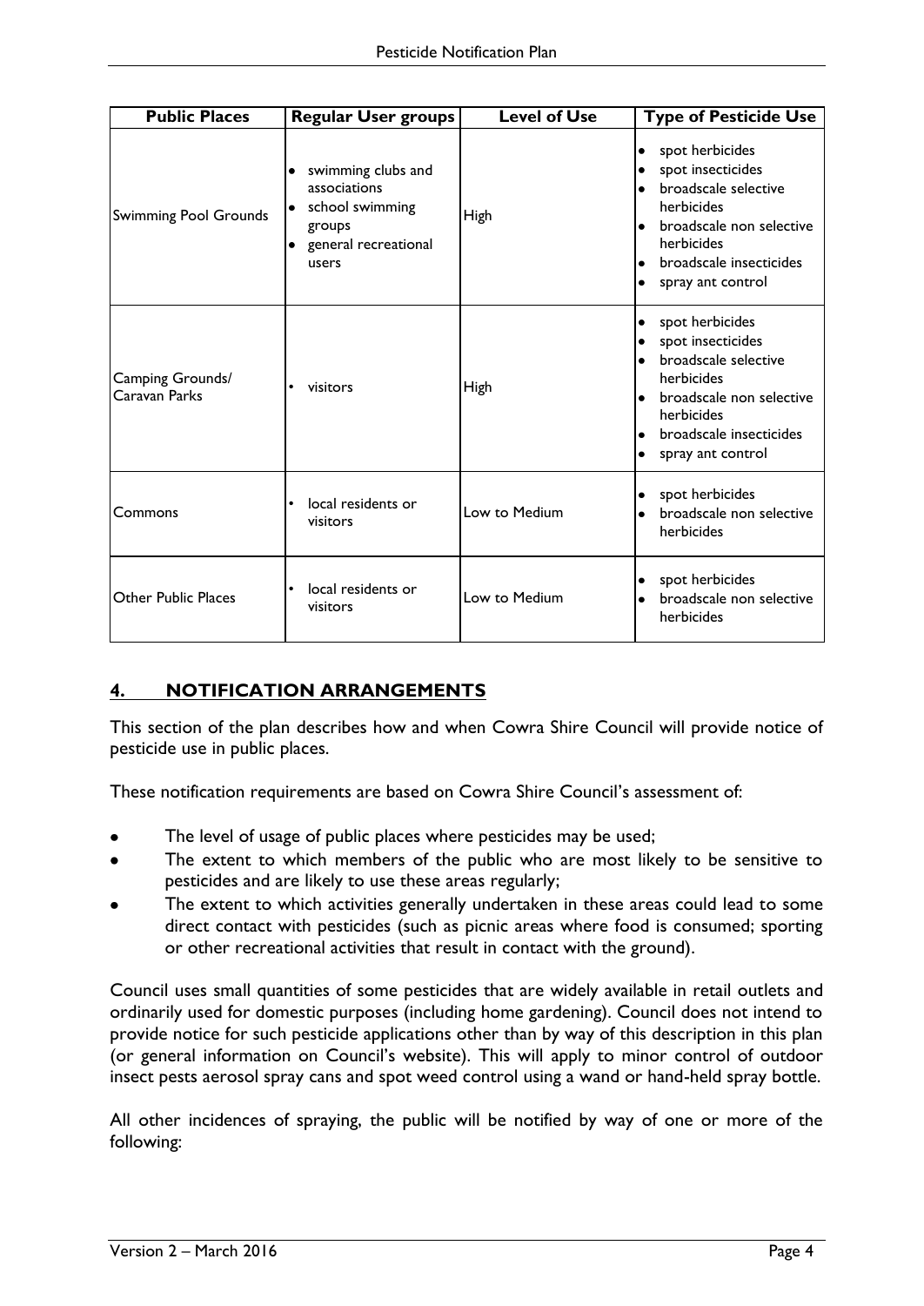| Public Places | Regular User groups | Level of Use | Type of Pesticide Use |
|---|---|---|---|
| Swimming Pool Grounds | • swimming clubs and associations<br>• school swimming groups<br>• general recreational users | High | • spot herbicides<br>• spot insecticides<br>• broadscale selective herbicides<br>• broadscale non selective herbicides<br>• broadscale insecticides<br>• spray ant control |
| Camping Grounds/ Caravan Parks | • visitors | High | • spot herbicides<br>• spot insecticides<br>• broadscale selective herbicides<br>• broadscale non selective herbicides<br>• broadscale insecticides<br>• spray ant control |
| Commons | • local residents or visitors | Low to Medium | • spot herbicides<br>• broadscale non selective herbicides |
| Other Public Places | • local residents or visitors | Low to Medium | • spot herbicides<br>• broadscale non selective herbicides |

## 4. NOTIFICATION ARRANGEMENTS

This section of the plan describes how and when Cowra Shire Council will provide notice of pesticide use in public places.

These notification requirements are based on Cowra Shire Council's assessment of:

- The level of usage of public places where pesticides may be used;
- The extent to which members of the public who are most likely to be sensitive to pesticides and are likely to use these areas regularly;
- The extent to which activities generally undertaken in these areas could lead to some direct contact with pesticides (such as picnic areas where food is consumed; sporting or other recreational activities that result in contact with the ground).

Council uses small quantities of some pesticides that are widely available in retail outlets and ordinarily used for domestic purposes (including home gardening). Council does not intend to provide notice for such pesticide applications other than by way of this description in this plan (or general information on Council's website). This will apply to minor control of outdoor insect pests aerosol spray cans and spot weed control using a wand or hand-held spray bottle.

All other incidences of spraying, the public will be notified by way of one or more of the following: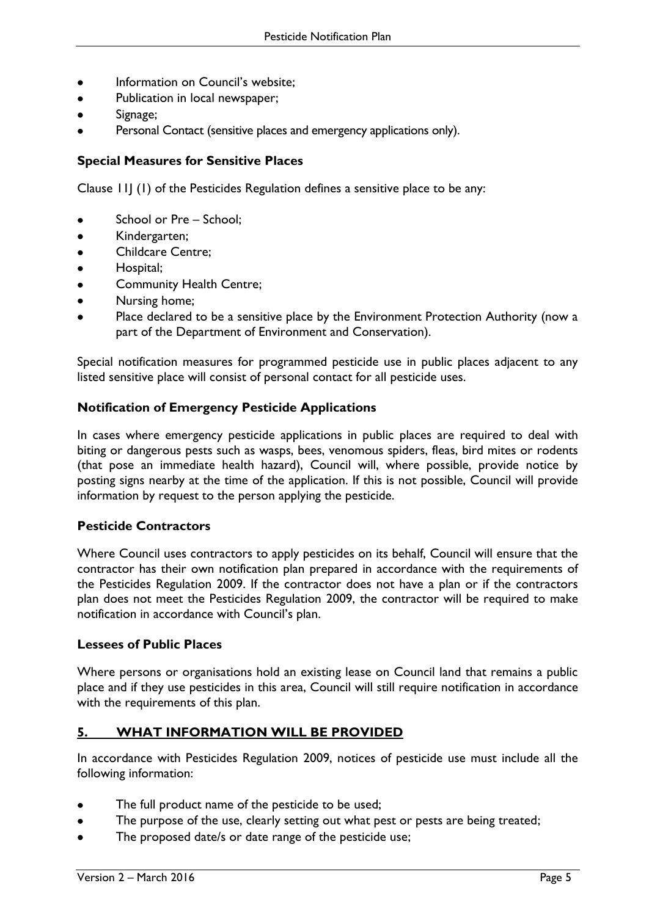- Information on Council's website;
- Publication in local newspaper;
- Signage;
- Personal Contact (sensitive places and emergency applications only).

### Special Measures for Sensitive Places

Clause 11J (1) of the Pesticides Regulation defines a sensitive place to be any:

- School or Pre – School;
- Kindergarten;
- Childcare Centre;
- Hospital;
- Community Health Centre;
- Nursing home;
- Place declared to be a sensitive place by the Environment Protection Authority (now a part of the Department of Environment and Conservation).

Special notification measures for programmed pesticide use in public places adjacent to any listed sensitive place will consist of personal contact for all pesticide uses.

### Notification of Emergency Pesticide Applications

In cases where emergency pesticide applications in public places are required to deal with biting or dangerous pests such as wasps, bees, venomous spiders, fleas, bird mites or rodents (that pose an immediate health hazard), Council will, where possible, provide notice by posting signs nearby at the time of the application. If this is not possible, Council will provide information by request to the person applying the pesticide.

### Pesticide Contractors

Where Council uses contractors to apply pesticides on its behalf, Council will ensure that the contractor has their own notification plan prepared in accordance with the requirements of the Pesticides Regulation 2009. If the contractor does not have a plan or if the contractors plan does not meet the Pesticides Regulation 2009, the contractor will be required to make notification in accordance with Council's plan.

### Lessees of Public Places

Where persons or organisations hold an existing lease on Council land that remains a public place and if they use pesticides in this area, Council will still require notification in accordance with the requirements of this plan.

## 5. WHAT INFORMATION WILL BE PROVIDED

In accordance with Pesticides Regulation 2009, notices of pesticide use must include all the following information:

- The full product name of the pesticide to be used;
- The purpose of the use, clearly setting out what pest or pests are being treated;
- The proposed date/s or date range of the pesticide use;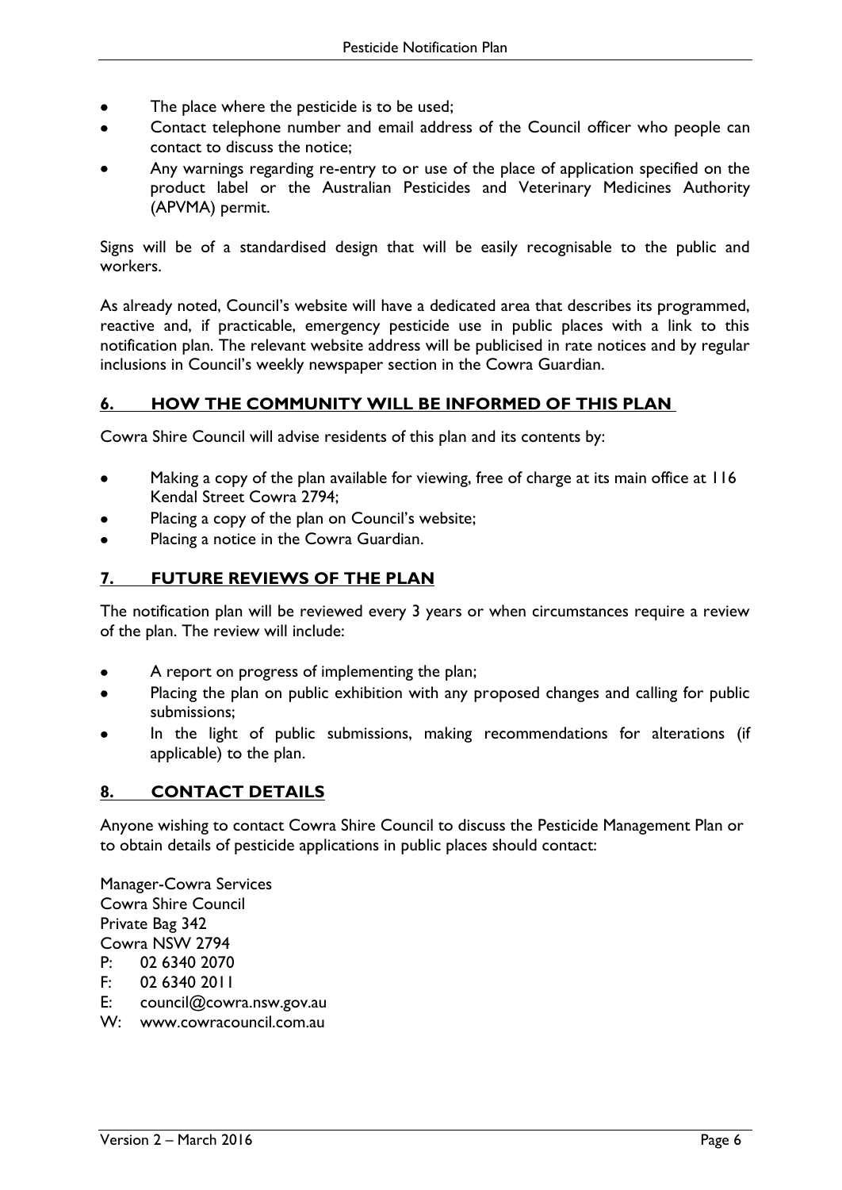- The place where the pesticide is to be used;
- Contact telephone number and email address of the Council officer who people can contact to discuss the notice;
- Any warnings regarding re-entry to or use of the place of application specified on the product label or the Australian Pesticides and Veterinary Medicines Authority (APVMA) permit.

Signs will be of a standardised design that will be easily recognisable to the public and workers.

As already noted, Council's website will have a dedicated area that describes its programmed, reactive and, if practicable, emergency pesticide use in public places with a link to this notification plan. The relevant website address will be publicised in rate notices and by regular inclusions in Council's weekly newspaper section in the Cowra Guardian.

## 6. HOW THE COMMUNITY WILL BE INFORMED OF THIS PLAN

Cowra Shire Council will advise residents of this plan and its contents by:

- Making a copy of the plan available for viewing, free of charge at its main office at 116 Kendal Street Cowra 2794;
- Placing a copy of the plan on Council's website;
- Placing a notice in the Cowra Guardian.

## 7. FUTURE REVIEWS OF THE PLAN

The notification plan will be reviewed every 3 years or when circumstances require a review of the plan. The review will include:

- A report on progress of implementing the plan;
- Placing the plan on public exhibition with any proposed changes and calling for public submissions;
- In the light of public submissions, making recommendations for alterations (if applicable) to the plan.

## 8. CONTACT DETAILS

Anyone wishing to contact Cowra Shire Council to discuss the Pesticide Management Plan or to obtain details of pesticide applications in public places should contact:

Manager-Cowra Services
Cowra Shire Council
Private Bag 342
Cowra NSW 2794
P: 02 6340 2070
F: 02 6340 2011
E: council@cowra.nsw.gov.au
W: www.cowracouncil.com.au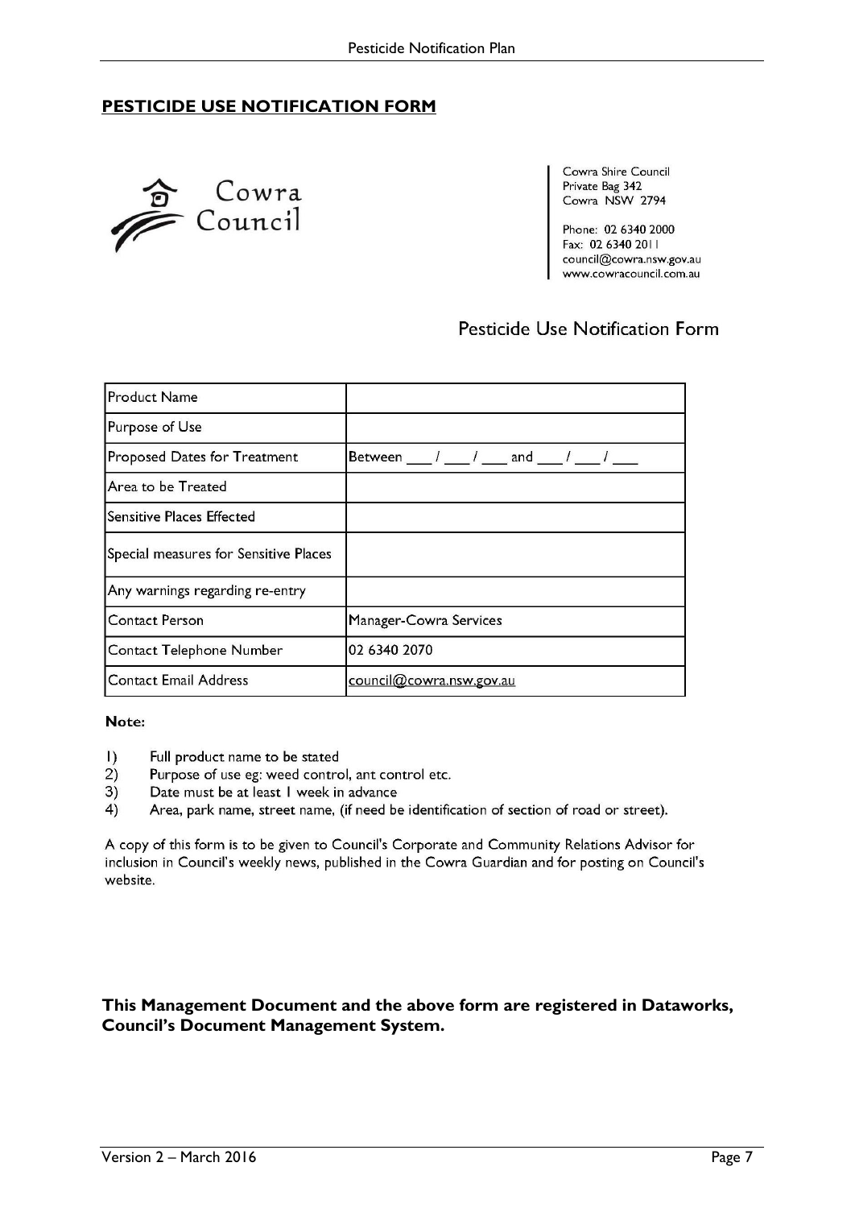## PESTICIDE USE NOTIFICATION FORM

Cowra Council

Cowra Shire Council
Private Bag 342
Cowra NSW 2794

Phone: 02 6340 2000
Fax: 02 6340 2011
council@cowra.nsw.gov.au
www.cowracouncil.com.au

### Pesticide Use Notification Form

| | |
|---|---|
| Product Name | |
| Purpose of Use | |
| Proposed Dates for Treatment | Between ___ / ___ / ___ and ___ / ___ / ___ |
| Area to be Treated | |
| Sensitive Places Effected | |
| Special measures for Sensitive Places | |
| Any warnings regarding re-entry | |
| Contact Person | Manager-Cowra Services |
| Contact Telephone Number | 02 6340 2070 |
| Contact Email Address | council@cowra.nsw.gov.au |

**Note:**

1) Full product name to be stated
2) Purpose of use eg: weed control, ant control etc.
3) Date must be at least 1 week in advance
4) Area, park name, street name, (if need be identification of section of road or street).

A copy of this form is to be given to Council's Corporate and Community Relations Advisor for inclusion in Council's weekly news, published in the Cowra Guardian and for posting on Council's website.

**This Management Document and the above form are registered in Dataworks, Council's Document Management System.**